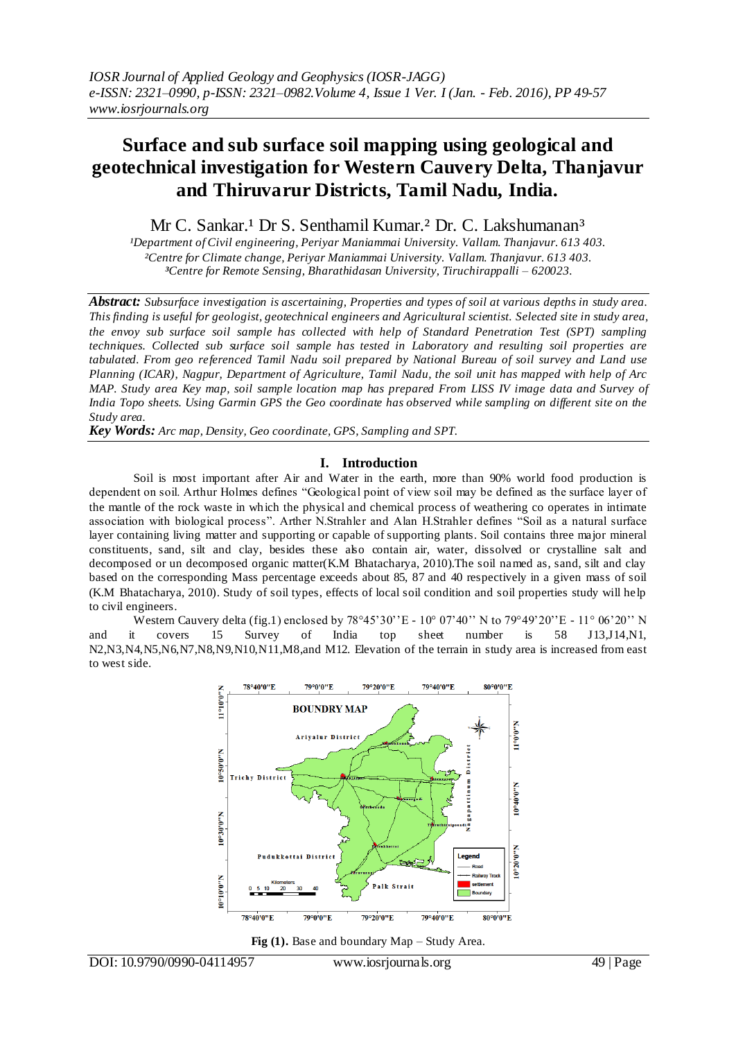# Surface and sub surface soil mapping using geological and geotechnical investigation for Western Cauvery Delta, Thanjavur and Thiruvarur Districts, Tamil Nadu, India.

Mr C. Sankar.[1] Dr S. Senthamil Kumar.[2] Dr. C. Lakshumanan[3]

[1]Department of Civil engineering, Periyar Maniammai University. Vallam. Thanjavur. 613 403.
[2]Centre for Climate change, Periyar Maniammai University. Vallam. Thanjavur. 613 403.
[3]Centre for Remote Sensing, Bharathidasan University, Tiruchirappalli – 620023.

***Abstract:*** *Subsurface investigation is ascertaining, Properties and types of soil at various depths in study area. This finding is useful for geologist, geotechnical engineers and Agricultural scientist. Selected site in study area, the envoy sub surface soil sample has collected with help of Standard Penetration Test (SPT) sampling techniques. Collected sub surface soil sample has tested in Laboratory and resulting soil properties are tabulated. From geo referenced Tamil Nadu soil prepared by National Bureau of soil survey and Land use Planning (ICAR), Nagpur, Department of Agriculture, Tamil Nadu, the soil unit has mapped with help of Arc MAP. Study area Key map, soil sample location map has prepared From LISS IV image data and Survey of India Topo sheets. Using Garmin GPS the Geo coordinate has observed while sampling on different site on the Study area.*

***Key Words:*** *Arc map, Density, Geo coordinate, GPS, Sampling and SPT.*

## I. Introduction

Soil is most important after Air and Water in the earth, more than 90% world food production is dependent on soil. Arthur Holmes defines "Geological point of view soil may be defined as the surface layer of the mantle of the rock waste in which the physical and chemical process of weathering co operates in intimate association with biological process". Arther N.Strahler and Alan H.Strahler defines "Soil as a natural surface layer containing living matter and supporting or capable of supporting plants. Soil contains three major mineral constituents, sand, silt and clay, besides these also contain air, water, dissolved or crystalline salt and decomposed or un decomposed organic matter(K.M Bhatacharya, 2010).The soil named as, sand, silt and clay based on the corresponding Mass percentage exceeds about 85, 87 and 40 respectively in a given mass of soil (K.M Bhatacharya, 2010). Study of soil types, effects of local soil condition and soil properties study will help to civil engineers.

Western Cauvery delta (fig.1) enclosed by 78°45'30''E - 10° 07'40'' N to 79°49'20''E - 11° 06'20'' N and it covers 15 Survey of India top sheet number is 58 J13,J14,N1, N2,N3,N4,N5,N6,N7,N8,N9,N10,N11,M8,and M12. Elevation of the terrain in study area is increased from east to west side.

**Fig (1).** Base and boundary Map – Study Area.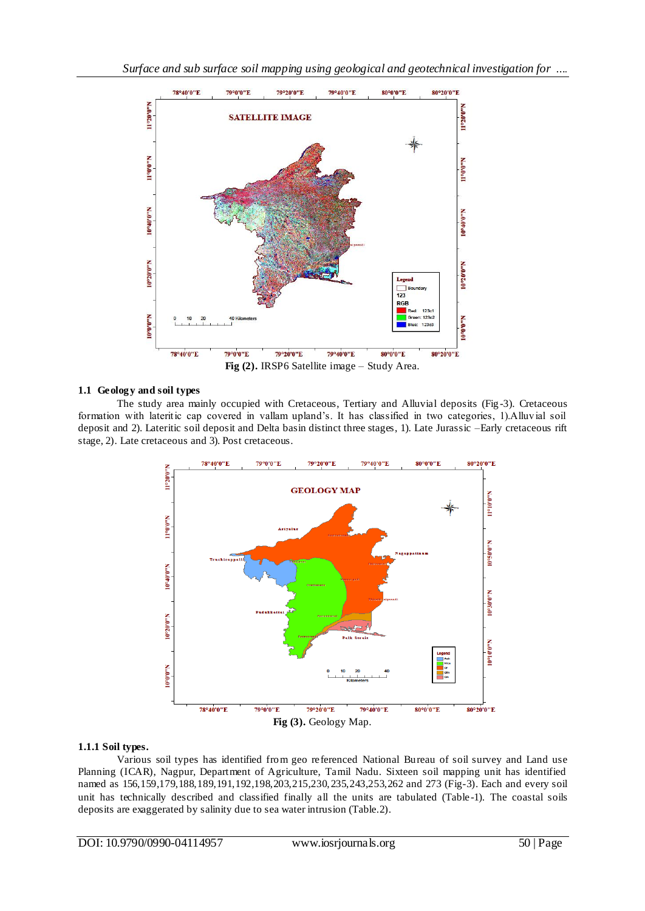Fig (2). IRSP6 Satellite image – Study Area.

### 1.1 Geology and soil types

The study area mainly occupied with Cretaceous, Tertiary and Alluvial deposits (Fig-3). Cretaceous formation with lateritic cap covered in vallam upland's. It has classified in two categories, 1).Alluvial soil deposit and 2). Lateritic soil deposit and Delta basin distinct three stages, 1). Late Jurassic –Early cretaceous rift stage, 2). Late cretaceous and 3). Post cretaceous.

Fig (3). Geology Map.

#### 1.1.1 Soil types.

Various soil types has identified from geo referenced National Bureau of soil survey and Land use Planning (ICAR), Nagpur, Department of Agriculture, Tamil Nadu. Sixteen soil mapping unit has identified named as 156,159,179,188,189,191,192,198,203,215,230,235,243,253,262 and 273 (Fig-3). Each and every soil unit has technically described and classified finally all the units are tabulated (Table-1). The coastal soils deposits are exaggerated by salinity due to sea water intrusion (Table.2).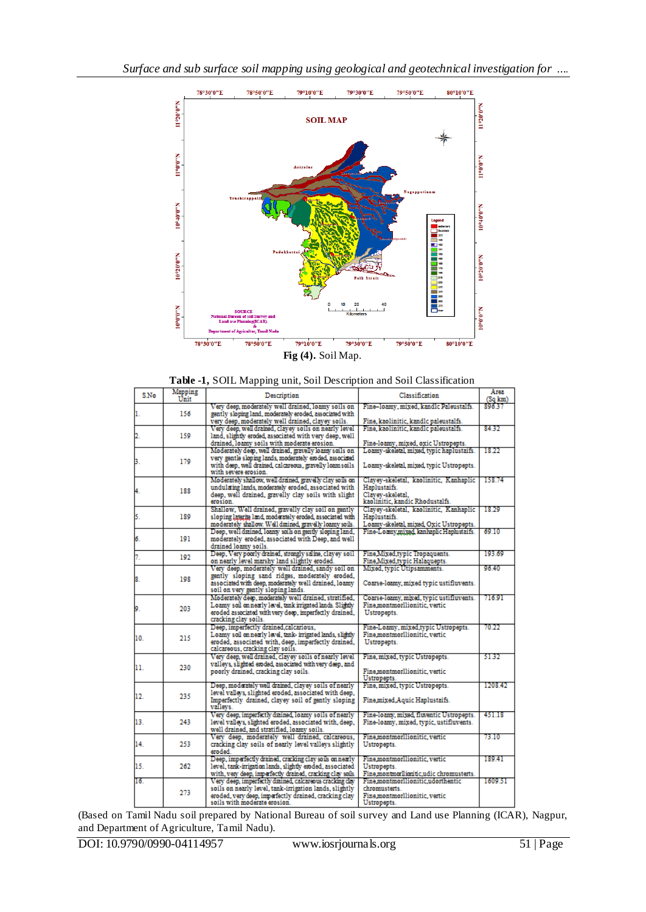**Fig (4).** Soil Map.

**Table -1,** SOIL Mapping unit, Soil Description and Soil Classification

| S.No | Mapping Unit | Description | Classification | Area (Sq km) |
|---|---|---|---|---|
| 1. | 156 | Very deep, moderately well drained, loamy soils on gently sloping land, moderately eroded, associated with very deep, moderately well drained, clayey soils. | Fine–loamy, mixed, kandic Paleustalfs. Fine, kaolinitic, kandic paleustalfs. | 896.37 |
| 2. | 159 | Very deep, well drained, clayey soils on nearly level land, slightly eroded, associated with very deep, well drained, loamy soils with moderate erosion. | Fine, kaolinitic, kandic paleustalfs. Fine-loamy, mixed, oxic Ustropepts. | 84.32 |
| 3. | 179 | Moderately deep, well drained, gravelly loamy soils on very gentle sloping lands, moderately eroded, associated with deep, well drained, calcareous, gravelly loam soils with severe erosion. | Loamy-skeletal, mixed, typic haplustalfs. Loamy-skeletal, mixed, typic Ustropepts. | 18.22 |
| 4. | 188 | Moderately shallow, well drained, gravelly clay soils on undulating lands, moderately eroded, associated with deep, well drained, gravelly clay soils with slight erosion. | Clayey-skeletal, kaolinitic, Kanhaplic Haplustalfs. Clayey-skeletal, kaolinitic, kandic Rhodustalfs. | 158.74 |
| 5. | 189 | Shallow, Well drained, gravelly clay soil on gently sloping laterite land, moderately eroded, associated with moderately shallow. Well drained, gravelly loamy soils. | Clayey-skeletal, kaolinitic, Kanhaplic Haplustalfs. Loamy-skeletal, mixed, Oxic Ustropepts. | 18.29 |
| 6. | 191 | Deep, well drained, loamy soils on gently sloping land, moderately eroded, associated with Deep, and well drained loamy soils. | Fine-Loamy, mixed, kanhaplic Haplustalfs. | 69.10 |
| 7. | 192 | Deep, Very poorly drained, strongly saline, clayey soil on nearly level marshy land slightly eroded. | Fine,Mixed,typic Tropaquents. Fine,Mixed,typic Halaquepts. | 193.69 |
| 8. | 198 | Very deep, moderately well drained, sandy soil on gently sloping sand ridges, moderately eroded, associated with deep, moderately well drained, loamy soil on very gently sloping lands. | Mixed, typic Ustipsamments. Coarse-loamy, mixed typic ustifluvents. | 96.40 |
| 9. | 203 | Moderately deep, moderately well drained, stratified, Loamy soil on nearly level, tank irrigated lands. Slightly eroded associated with very deep, imperfectly drained, cracking clay soils. | Coarse-loamy, mixed, typic ustifluvents. Fine,montmorllionitic, vertic Ustropepts. | 716.91 |
| 10. | 215 | Deep, imperfectly drained,calcarious, Loamy soil on nearly level, tank- irrigated lands, slightly eroded, associated with, deep, imperfectly drained, calcareous, cracking clay soils. | Fine-Loamy, mixed,typic Ustropepts. Fine,montmorllionitic, vertic Ustropepts. | 70.22 |
| 11. | 230 | Very deep, well drained, clayey soils of nearly level valleys, slighted eroded, associated with very deep, and poorly drained, cracking clay soils. | Fine, mixed, typic Ustropepts. Fine,montmorllionitic, vertic Ustropepts. | 51.32 |
| 12. | 235 | Deep, moderately well drained, clayey soils of nearly level valleys, slighted eroded, associated with deep, Imperfectly drained, clayey soil of gently sloping valleys. | Fine, mixed, typic Ustropepts. Fine,mixed,Aquic Haplustaifs. | 1208.42 |
| 13. | 243 | Very deep, imperfectly drained, loamy soils of nearly level valleys, slighted eroded, associated with, deep, well drained, and stratified, loamy soils. | Fine-loamy, mixed, fluventic Ustropepts. Fine-loamy, mixed, typic, ustifluvents. | 451.18 |
| 14. | 253 | Very deep, moderately well drained, calcareous, cracking clay soils of nearly level valleys slightly eroded. | Fine,montmorllionitic, vertic Ustropepts. | 73.10 |
| 15. | 262 | Deep, imperfectly drained, cracking clay soils on nearly level, tank-irrigation lands, slightly eroded, associated with, very deep, imperfectly drained, cracking clay soils. | Fine,montmorllionitic, vertic Ustropepts. Fine,montmorllionitic,udic chromusterts. | 189.41 |
| 16. | 273 | Very deep, imperfectly drained, calcareous cracking clay soils on nearly level, tank-irrigation lands, slightly eroded, very deep, imperfectly drained, cracking clay soils with moderate erosion. | Fine,montmorllionitic,udorthentic chromusterts. Fine,montmorllionitic, vertic Ustropepts. | 1609.51 |

(Based on Tamil Nadu soil prepared by National Bureau of soil survey and Land use Planning (ICAR), Nagpur, and Department of Agriculture, Tamil Nadu).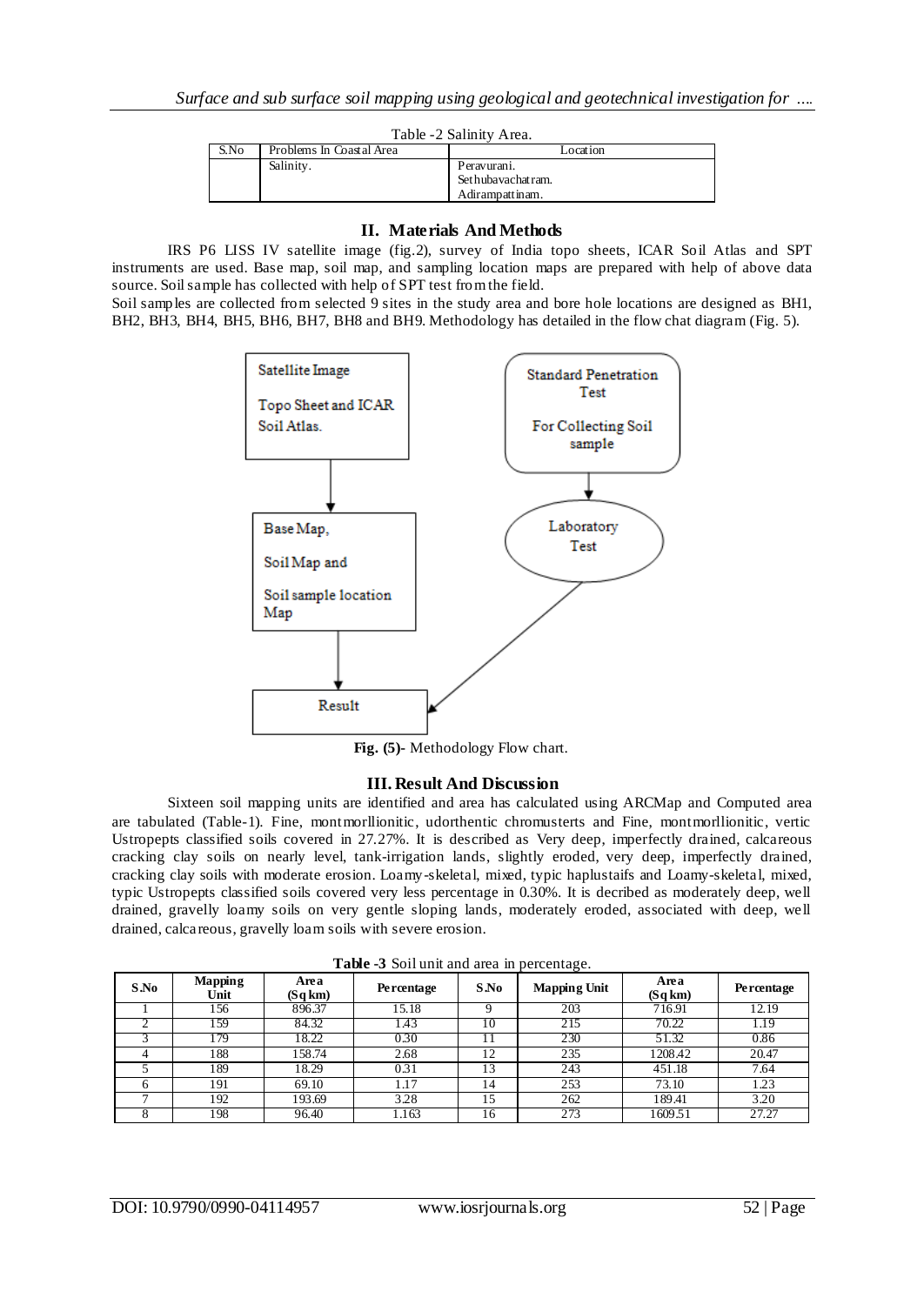Table -2 Salinity Area.

| S.No | Problems In Coastal Area | Location |
|---|---|---|
| | Salinity. | Peravurani.<br>Sethubavachatram.<br>Adirampattinam. |

## II. Materials And Methods

IRS P6 LISS IV satellite image (fig.2), survey of India topo sheets, ICAR Soil Atlas and SPT instruments are used. Base map, soil map, and sampling location maps are prepared with help of above data source. Soil sample has collected with help of SPT test from the field.

Soil samples are collected from selected 9 sites in the study area and bore hole locations are designed as BH1, BH2, BH3, BH4, BH5, BH6, BH7, BH8 and BH9. Methodology has detailed in the flow chat diagram (Fig. 5).

Satellite Image

Topo Sheet and ICAR Soil Atlas.

Standard Penetration Test

For Collecting Soil sample

Base Map,

Soil Map and

Soil sample location Map

Laboratory Test

Result

**Fig. (5)-** Methodology Flow chart.

## III. Result And Discussion

Sixteen soil mapping units are identified and area has calculated using ARCMap and Computed area are tabulated (Table-1). Fine, montmorllionitic, udorthentic chromusterts and Fine, montmorllionitic, vertic Ustropepts classified soils covered in 27.27%. It is described as Very deep, imperfectly drained, calcareous cracking clay soils on nearly level, tank-irrigation lands, slightly eroded, very deep, imperfectly drained, cracking clay soils with moderate erosion. Loamy-skeletal, mixed, typic haplustaifs and Loamy-skeletal, mixed, typic Ustropepts classified soils covered very less percentage in 0.30%. It is decribed as moderately deep, well drained, gravelly loamy soils on very gentle sloping lands, moderately eroded, associated with deep, well drained, calcareous, gravelly loam soils with severe erosion.

**Table -3** Soil unit and area in percentage.

| S.No | Mapping Unit | Area (Sq km) | Percentage | S.No | Mapping Unit | Area (Sq km) | Percentage |
|---|---|---|---|---|---|---|---|
| 1 | 156 | 896.37 | 15.18 | 9 | 203 | 716.91 | 12.19 |
| 2 | 159 | 84.32 | 1.43 | 10 | 215 | 70.22 | 1.19 |
| 3 | 179 | 18.22 | 0.30 | 11 | 230 | 51.32 | 0.86 |
| 4 | 188 | 158.74 | 2.68 | 12 | 235 | 1208.42 | 20.47 |
| 5 | 189 | 18.29 | 0.31 | 13 | 243 | 451.18 | 7.64 |
| 6 | 191 | 69.10 | 1.17 | 14 | 253 | 73.10 | 1.23 |
| 7 | 192 | 193.69 | 3.28 | 15 | 262 | 189.41 | 3.20 |
| 8 | 198 | 96.40 | 1.163 | 16 | 273 | 1609.51 | 27.27 |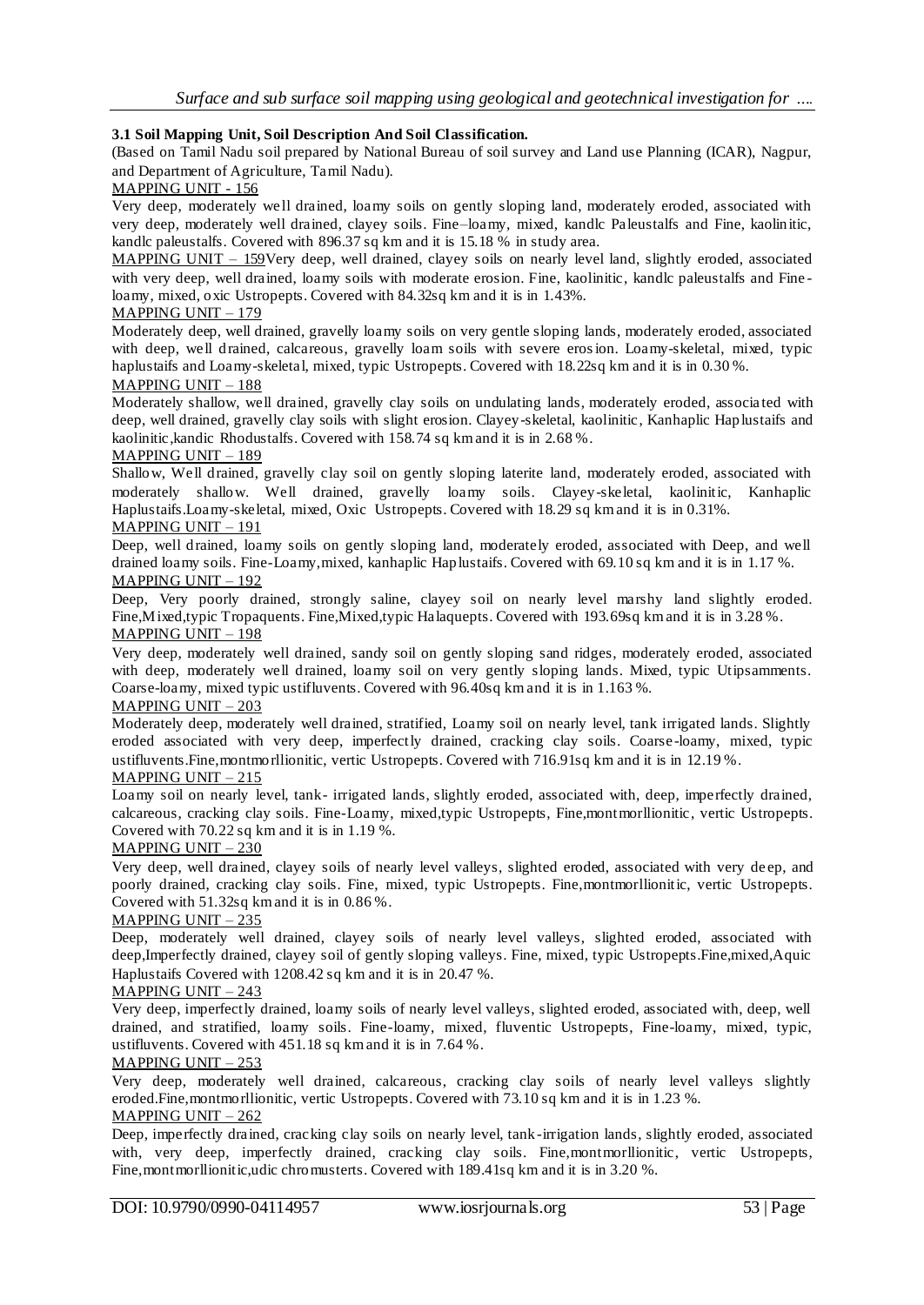### 3.1 Soil Mapping Unit, Soil Description And Soil Classification.

(Based on Tamil Nadu soil prepared by National Bureau of soil survey and Land use Planning (ICAR), Nagpur, and Department of Agriculture, Tamil Nadu).

MAPPING UNIT - 156

Very deep, moderately well drained, loamy soils on gently sloping land, moderately eroded, associated with very deep, moderately well drained, clayey soils. Fine–loamy, mixed, kandlc Paleustalfs and Fine, kaolinitic, kandlc paleustalfs. Covered with 896.37 sq km and it is 15.18 % in study area.

MAPPING UNIT – 159 Very deep, well drained, clayey soils on nearly level land, slightly eroded, associated with very deep, well drained, loamy soils with moderate erosion. Fine, kaolinitic, kandlc paleustalfs and Fine-loamy, mixed, oxic Ustropepts. Covered with 84.32sq km and it is in 1.43%.

MAPPING UNIT – 179

Moderately deep, well drained, gravelly loamy soils on very gentle sloping lands, moderately eroded, associated with deep, well drained, calcareous, gravelly loam soils with severe erosion. Loamy-skeletal, mixed, typic haplustaifs and Loamy-skeletal, mixed, typic Ustropepts. Covered with 18.22sq km and it is in 0.30 %.

MAPPING UNIT – 188

Moderately shallow, well drained, gravelly clay soils on undulating lands, moderately eroded, associated with deep, well drained, gravelly clay soils with slight erosion. Clayey-skeletal, kaolinitic, Kanhaplic Haplustaifs and kaolinitic,kandic Rhodustalfs. Covered with 158.74 sq km and it is in 2.68 %.

MAPPING UNIT – 189

Shallow, Well drained, gravelly clay soil on gently sloping laterite land, moderately eroded, associated with moderately shallow. Well drained, gravelly loamy soils. Clayey-skeletal, kaolinitic, Kanhaplic Haplustaifs.Loamy-skeletal, mixed, Oxic Ustropepts. Covered with 18.29 sq km and it is in 0.31%.

MAPPING UNIT – 191

Deep, well drained, loamy soils on gently sloping land, moderately eroded, associated with Deep, and well drained loamy soils. Fine-Loamy,mixed, kanhaplic Haplustaifs. Covered with 69.10 sq km and it is in 1.17 %.

MAPPING UNIT – 192

Deep, Very poorly drained, strongly saline, clayey soil on nearly level marshy land slightly eroded. Fine,Mixed,typic Tropaquents. Fine,Mixed,typic Halaquepts. Covered with 193.69sq km and it is in 3.28 %.

MAPPING UNIT – 198

Very deep, moderately well drained, sandy soil on gently sloping sand ridges, moderately eroded, associated with deep, moderately well drained, loamy soil on very gently sloping lands. Mixed, typic Utipsamments. Coarse-loamy, mixed typic ustifluvents. Covered with 96.40sq km and it is in 1.163 %.

MAPPING UNIT – 203

Moderately deep, moderately well drained, stratified, Loamy soil on nearly level, tank irrigated lands. Slightly eroded associated with very deep, imperfectly drained, cracking clay soils. Coarse-loamy, mixed, typic ustifluvents.Fine,montmorllionitic, vertic Ustropepts. Covered with 716.91sq km and it is in 12.19 %.

MAPPING UNIT – 215

Loamy soil on nearly level, tank- irrigated lands, slightly eroded, associated with, deep, imperfectly drained, calcareous, cracking clay soils. Fine-Loamy, mixed,typic Ustropepts, Fine,montmorllionitic, vertic Ustropepts. Covered with 70.22 sq km and it is in 1.19 %.

MAPPING UNIT – 230

Very deep, well drained, clayey soils of nearly level valleys, slighted eroded, associated with very deep, and poorly drained, cracking clay soils. Fine, mixed, typic Ustropepts. Fine,montmorllionitic, vertic Ustropepts. Covered with 51.32sq km and it is in 0.86 %.

MAPPING UNIT – 235

Deep, moderately well drained, clayey soils of nearly level valleys, slighted eroded, associated with deep,Imperfectly drained, clayey soil of gently sloping valleys. Fine, mixed, typic Ustropepts.Fine,mixed,Aquic Haplustaifs Covered with 1208.42 sq km and it is in 20.47 %.

MAPPING UNIT – 243

Very deep, imperfectly drained, loamy soils of nearly level valleys, slighted eroded, associated with, deep, well drained, and stratified, loamy soils. Fine-loamy, mixed, fluventic Ustropepts, Fine-loamy, mixed, typic, ustifluvents. Covered with 451.18 sq km and it is in 7.64 %.

MAPPING UNIT – 253

Very deep, moderately well drained, calcareous, cracking clay soils of nearly level valleys slightly eroded.Fine,montmorllionitic, vertic Ustropepts. Covered with 73.10 sq km and it is in 1.23 %.

MAPPING UNIT – 262

Deep, imperfectly drained, cracking clay soils on nearly level, tank-irrigation lands, slightly eroded, associated with, very deep, imperfectly drained, cracking clay soils. Fine,montmorllionitic, vertic Ustropepts, Fine,montmorllionitic,udic chromusterts. Covered with 189.41sq km and it is in 3.20 %.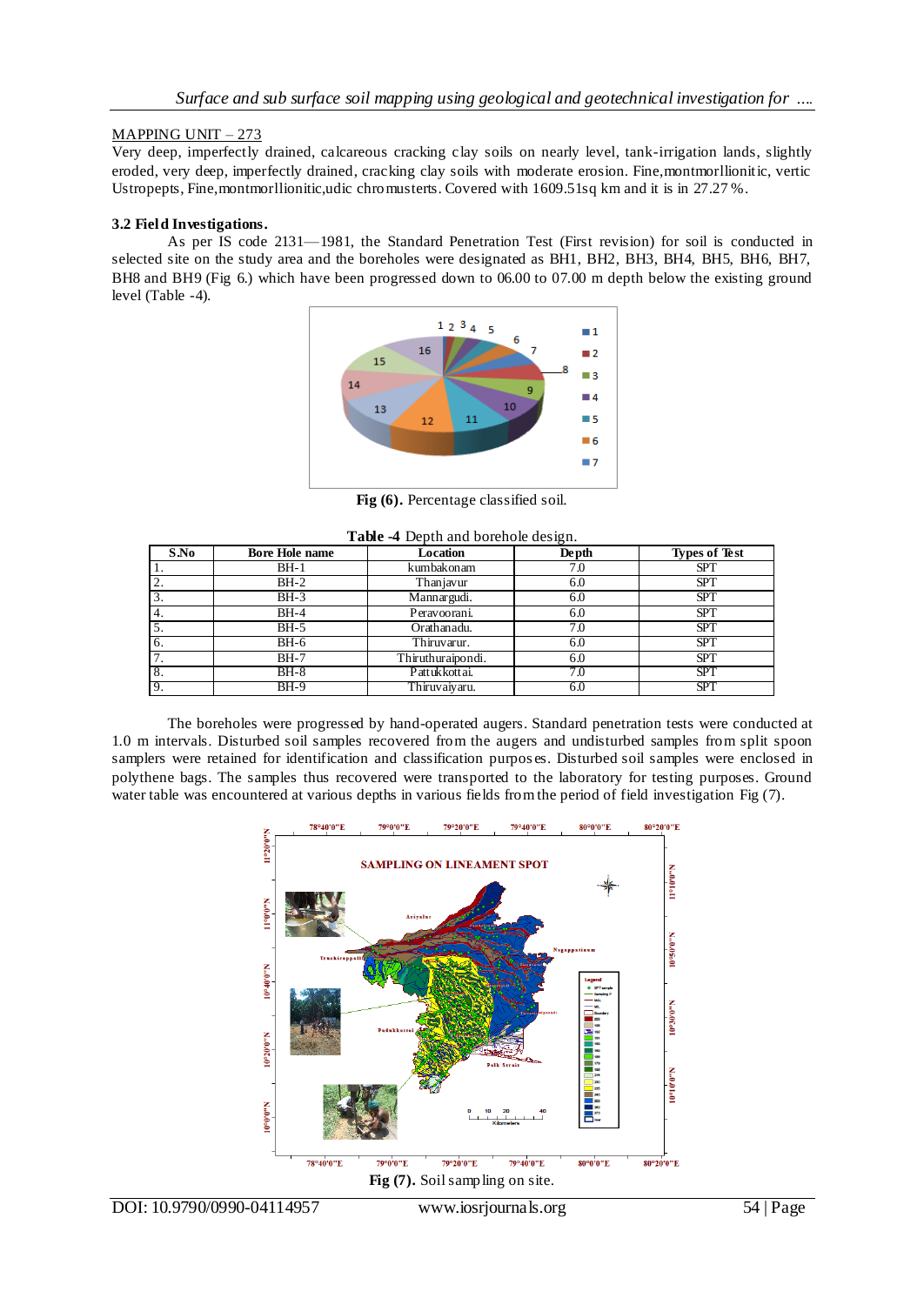MAPPING UNIT – 273

Very deep, imperfectly drained, calcareous cracking clay soils on nearly level, tank-irrigation lands, slightly eroded, very deep, imperfectly drained, cracking clay soils with moderate erosion. Fine,montmorllionitic, vertic Ustropepts, Fine,montmorllionitic,udic chromusterts. Covered with 1609.51sq km and it is in 27.27 %.

**3.2 Field Investigations.**

As per IS code 2131—1981, the Standard Penetration Test (First revision) for soil is conducted in selected site on the study area and the boreholes were designated as BH1, BH2, BH3, BH4, BH5, BH6, BH7, BH8 and BH9 (Fig 6.) which have been progressed down to 06.00 to 07.00 m depth below the existing ground level (Table -4).

**Fig (6).** Percentage classified soil.

**Table -4** Depth and borehole design.

| S.No | Bore Hole name | Location | Depth | Types of Test |
|---|---|---|---|---|
| 1. | BH-1 | kumbakonam | 7.0 | SPT |
| 2. | BH-2 | Thanjavur | 6.0 | SPT |
| 3. | BH-3 | Mannargudi. | 6.0 | SPT |
| 4. | BH-4 | Peravoorani. | 6.0 | SPT |
| 5. | BH-5 | Orathanadu. | 7.0 | SPT |
| 6. | BH-6 | Thiruvarur. | 6.0 | SPT |
| 7. | BH-7 | Thiruthuraipondi. | 6.0 | SPT |
| 8. | BH-8 | Pattukkottai. | 7.0 | SPT |
| 9. | BH-9 | Thiruvaiyaru. | 6.0 | SPT |

The boreholes were progressed by hand-operated augers. Standard penetration tests were conducted at 1.0 m intervals. Disturbed soil samples recovered from the augers and undisturbed samples from split spoon samplers were retained for identification and classification purposes. Disturbed soil samples were enclosed in polythene bags. The samples thus recovered were transported to the laboratory for testing purposes. Ground water table was encountered at various depths in various fields from the period of field investigation Fig (7).

**Fig (7).** Soil sampling on site.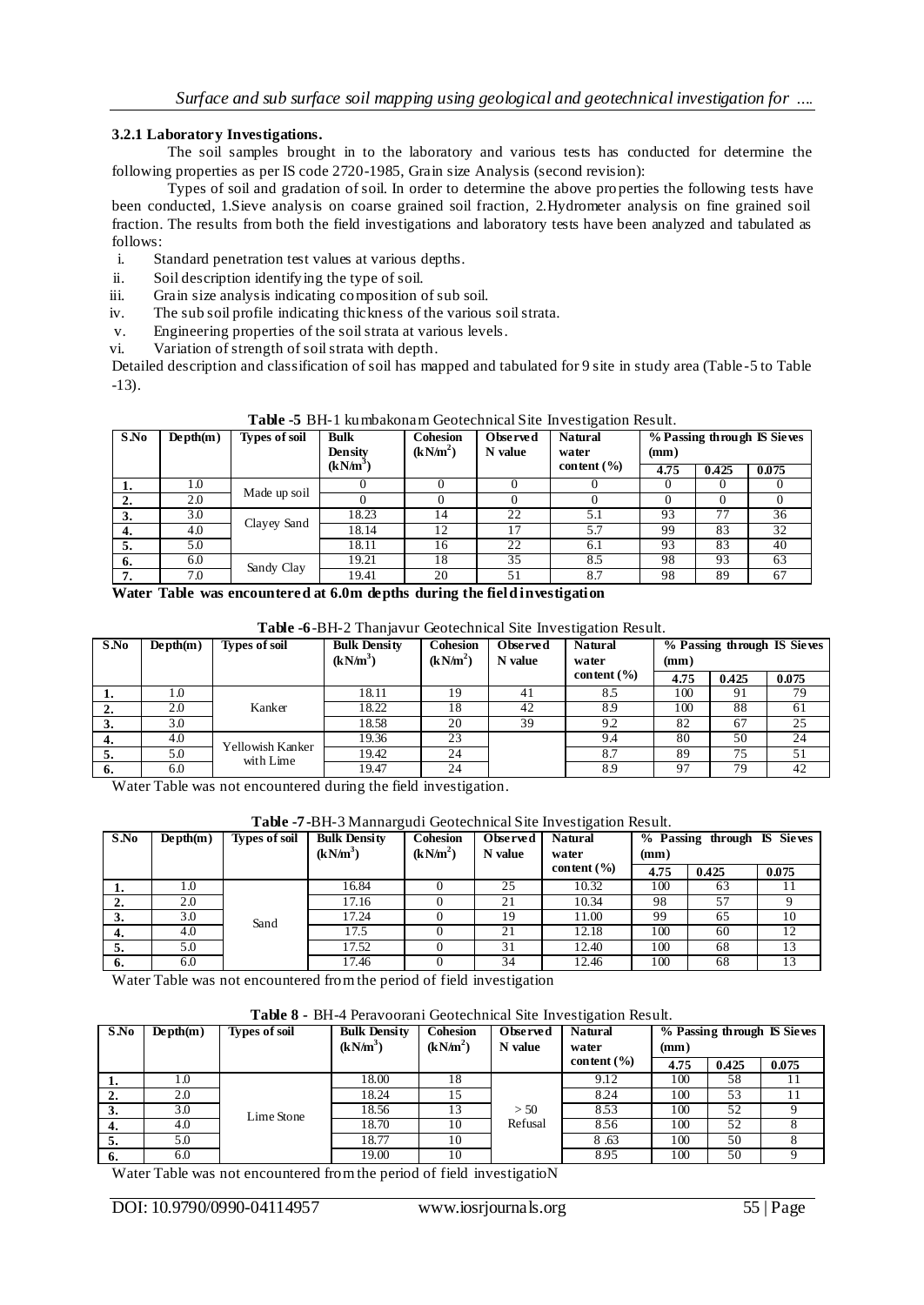### 3.2.1 Laboratory Investigations.

The soil samples brought in to the laboratory and various tests has conducted for determine the following properties as per IS code 2720-1985, Grain size Analysis (second revision):

Types of soil and gradation of soil. In order to determine the above properties the following tests have been conducted, 1.Sieve analysis on coarse grained soil fraction, 2.Hydrometer analysis on fine grained soil fraction. The results from both the field investigations and laboratory tests have been analyzed and tabulated as follows:

i. Standard penetration test values at various depths.
ii. Soil description identifying the type of soil.
iii. Grain size analysis indicating composition of sub soil.
iv. The sub soil profile indicating thickness of the various soil strata.
v. Engineering properties of the soil strata at various levels.
vi. Variation of strength of soil strata with depth.

Detailed description and classification of soil has mapped and tabulated for 9 site in study area (Table-5 to Table -13).

**Table -5** BH-1 kumbakonam Geotechnical Site Investigation Result.

| S.No | Depth(m) | Types of soil | Bulk Density ($kN/m^3$) | Cohesion ($kN/m^2$) | Observed N value | Natural water content (%) | % Passing through IS Sieves (mm) | | |
|---|---|---|---|---|---|---|---|---|---|
| | | | | | | | 4.75 | 0.425 | 0.075 |
| 1. | 1.0 | Made up soil | 0 | 0 | 0 | 0 | 0 | 0 | 0 |
| 2. | 2.0 | | 0 | 0 | 0 | 0 | 0 | 0 | 0 |
| 3. | 3.0 | Clayey Sand | 18.23 | 14 | 22 | 5.1 | 93 | 77 | 36 |
| 4. | 4.0 | | 18.14 | 12 | 17 | 5.7 | 99 | 83 | 32 |
| 5. | 5.0 | | 18.11 | 16 | 22 | 6.1 | 93 | 83 | 40 |
| 6. | 6.0 | Sandy Clay | 19.21 | 18 | 35 | 8.5 | 98 | 93 | 63 |
| 7. | 7.0 | | 19.41 | 20 | 51 | 8.7 | 98 | 89 | 67 |

**Water Table was encountered at 6.0m depths during the field investigation**

**Table -6**-BH-2 Thanjavur Geotechnical Site Investigation Result.

| S.No | Depth(m) | Types of soil | Bulk Density ($kN/m^3$) | Cohesion ($kN/m^2$) | Observed N value | Natural water content (%) | % Passing through IS Sieves (mm) | | |
|---|---|---|---|---|---|---|---|---|---|
| | | | | | | | 4.75 | 0.425 | 0.075 |
| 1. | 1.0 | Kanker | 18.11 | 19 | 41 | 8.5 | 100 | 91 | 79 |
| 2. | 2.0 | | 18.22 | 18 | 42 | 8.9 | 100 | 88 | 61 |
| 3. | 3.0 | | 18.58 | 20 | 39 | 9.2 | 82 | 67 | 25 |
| 4. | 4.0 | Yellowish Kanker with Lime | 19.36 | 23 | | 9.4 | 80 | 50 | 24 |
| 5. | 5.0 | | 19.42 | 24 | | 8.7 | 89 | 75 | 51 |
| 6. | 6.0 | | 19.47 | 24 | | 8.9 | 97 | 79 | 42 |

Water Table was not encountered during the field investigation.

**Table -7**-BH-3 Mannargudi Geotechnical Site Investigation Result.

| S.No | Depth(m) | Types of soil | Bulk Density ($kN/m^3$) | Cohesion ($kN/m^2$) | Observed N value | Natural water content (%) | % Passing through IS Sieves (mm) | | |
|---|---|---|---|---|---|---|---|---|---|
| | | | | | | | 4.75 | 0.425 | 0.075 |
| 1. | 1.0 | Sand | 16.84 | 0 | 25 | 10.32 | 100 | 63 | 11 |
| 2. | 2.0 | | 17.16 | 0 | 21 | 10.34 | 98 | 57 | 9 |
| 3. | 3.0 | | 17.24 | 0 | 19 | 11.00 | 99 | 65 | 10 |
| 4. | 4.0 | | 17.5 | 0 | 21 | 12.18 | 100 | 60 | 12 |
| 5. | 5.0 | | 17.52 | 0 | 31 | 12.40 | 100 | 68 | 13 |
| 6. | 6.0 | | 17.46 | 0 | 34 | 12.46 | 100 | 68 | 13 |

Water Table was not encountered from the period of field investigation

**Table 8** - BH-4 Peravoorani Geotechnical Site Investigation Result.

| S.No | Depth(m) | Types of soil | Bulk Density ($kN/m^3$) | Cohesion ($kN/m^2$) | Observed N value | Natural water content (%) | % Passing through IS Sieves (mm) | | |
|---|---|---|---|---|---|---|---|---|---|
| | | | | | | | 4.75 | 0.425 | 0.075 |
| 1. | 1.0 | Lime Stone | 18.00 | 18 | > 50 Refusal | 9.12 | 100 | 58 | 11 |
| 2. | 2.0 | | 18.24 | 15 | | 8.24 | 100 | 53 | 11 |
| 3. | 3.0 | | 18.56 | 13 | | 8.53 | 100 | 52 | 9 |
| 4. | 4.0 | | 18.70 | 10 | | 8.56 | 100 | 52 | 8 |
| 5. | 5.0 | | 18.77 | 10 | | 8 .63 | 100 | 50 | 8 |
| 6. | 6.0 | | 19.00 | 10 | | 8.95 | 100 | 50 | 9 |

Water Table was not encountered from the period of field investigatioN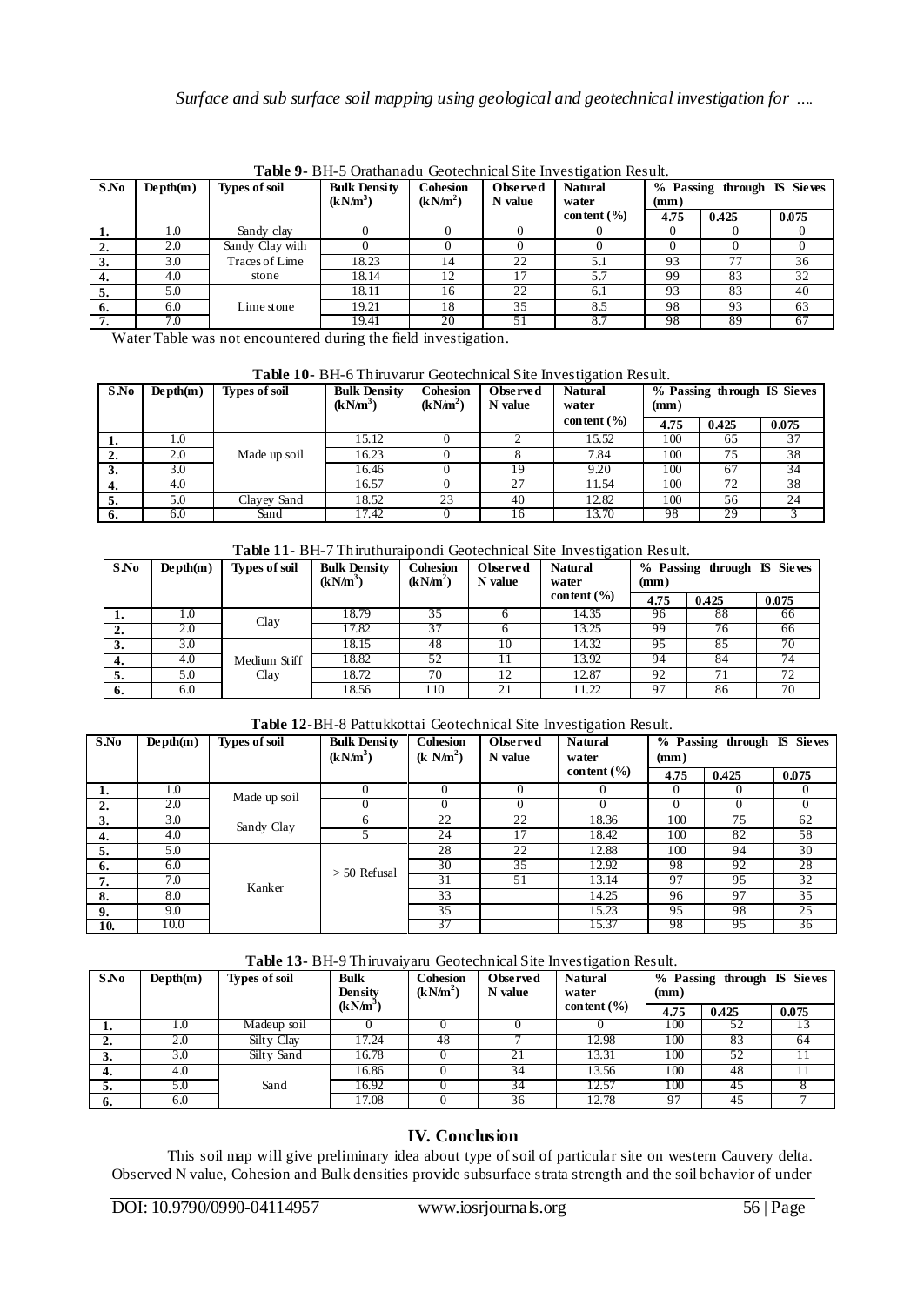**Table 9-** BH-5 Orathanadu Geotechnical Site Investigation Result.

| S.No | Depth(m) | Types of soil | Bulk Density (kN/m$^3$) | Cohesion (kN/m$^2$) | Observed N value | Natural water content (%) | % Passing through IS Sieves (mm) | | |
|---|---|---|---|---|---|---|---|---|---|
| | | | | | | | 4.75 | 0.425 | 0.075 |
| 1. | 1.0 | Sandy clay | 0 | 0 | 0 | 0 | 0 | 0 | 0 |
| 2. | 2.0 | Sandy Clay with Traces of Lime stone | 0 | 0 | 0 | 0 | 0 | 0 | 0 |
| 3. | 3.0 | | 18.23 | 14 | 22 | 5.1 | 93 | 77 | 36 |
| 4. | 4.0 | | 18.14 | 12 | 17 | 5.7 | 99 | 83 | 32 |
| 5. | 5.0 | Lime stone | 18.11 | 16 | 22 | 6.1 | 93 | 83 | 40 |
| 6. | 6.0 | | 19.21 | 18 | 35 | 8.5 | 98 | 93 | 63 |
| 7. | 7.0 | | 19.41 | 20 | 51 | 8.7 | 98 | 89 | 67 |

Water Table was not encountered during the field investigation.

**Table 10-** BH-6 Thiruvarur Geotechnical Site Investigation Result.

| S.No | Depth(m) | Types of soil | Bulk Density (kN/m$^3$) | Cohesion (kN/m$^2$) | Observed N value | Natural water content (%) | % Passing through IS Sieves (mm) | | |
|---|---|---|---|---|---|---|---|---|---|
| | | | | | | | 4.75 | 0.425 | 0.075 |
| 1. | 1.0 | Made up soil | 15.12 | 0 | 2 | 15.52 | 100 | 65 | 37 |
| 2. | 2.0 | | 16.23 | 0 | 8 | 7.84 | 100 | 75 | 38 |
| 3. | 3.0 | | 16.46 | 0 | 19 | 9.20 | 100 | 67 | 34 |
| 4. | 4.0 | | 16.57 | 0 | 27 | 11.54 | 100 | 72 | 38 |
| 5. | 5.0 | Clayey Sand | 18.52 | 23 | 40 | 12.82 | 100 | 56 | 24 |
| 6. | 6.0 | Sand | 17.42 | 0 | 16 | 13.70 | 98 | 29 | 3 |

**Table 11-** BH-7 Thiruthuraipondi Geotechnical Site Investigation Result.

| S.No | Depth(m) | Types of soil | Bulk Density (kN/m$^3$) | Cohesion (kN/m$^2$) | Observed N value | Natural water content (%) | % Passing through IS Sieves (mm) | | |
|---|---|---|---|---|---|---|---|---|---|
| | | | | | | | 4.75 | 0.425 | 0.075 |
| 1. | 1.0 | Clay | 18.79 | 35 | 6 | 14.35 | 96 | 88 | 66 |
| 2. | 2.0 | | 17.82 | 37 | 6 | 13.25 | 99 | 76 | 66 |
| 3. | 3.0 | Medium Stiff Clay | 18.15 | 48 | 10 | 14.32 | 95 | 85 | 70 |
| 4. | 4.0 | | 18.82 | 52 | 11 | 13.92 | 94 | 84 | 74 |
| 5. | 5.0 | | 18.72 | 70 | 12 | 12.87 | 92 | 71 | 72 |
| 6. | 6.0 | | 18.56 | 110 | 21 | 11.22 | 97 | 86 | 70 |

**Table 12-** BH-8 Pattukkottai Geotechnical Site Investigation Result.

| S.No | Depth(m) | Types of soil | Bulk Density (kN/m$^3$) | Cohesion (k N/m$^2$) | Observed N value | Natural water content (%) | % Passing through IS Sieves (mm) | | |
|---|---|---|---|---|---|---|---|---|---|
| | | | | | | | 4.75 | 0.425 | 0.075 |
| 1. | 1.0 | Made up soil | 0 | 0 | 0 | 0 | 0 | 0 | 0 |
| 2. | 2.0 | | 0 | 0 | 0 | 0 | 0 | 0 | 0 |
| 3. | 3.0 | Sandy Clay | 6 | 22 | 22 | 18.36 | 100 | 75 | 62 |
| 4. | 4.0 | | 5 | 24 | 17 | 18.42 | 100 | 82 | 58 |
| 5. | 5.0 | Kanker | > 50 Refusal | 28 | 22 | 12.88 | 100 | 94 | 30 |
| 6. | 6.0 | | | 30 | 35 | 12.92 | 98 | 92 | 28 |
| 7. | 7.0 | | | 31 | 51 | 13.14 | 97 | 95 | 32 |
| 8. | 8.0 | | | 33 | | 14.25 | 96 | 97 | 35 |
| 9. | 9.0 | | | 35 | | 15.23 | 95 | 98 | 25 |
| 10. | 10.0 | | | 37 | | 15.37 | 98 | 95 | 36 |

**Table 13-** BH-9 Thiruvaiyaru Geotechnical Site Investigation Result.

| S.No | Depth(m) | Types of soil | Bulk Density (kN/m$^3$) | Cohesion (kN/m$^2$) | Observed N value | Natural water content (%) | % Passing through IS Sieves (mm) | | |
|---|---|---|---|---|---|---|---|---|---|
| | | | | | | | 4.75 | 0.425 | 0.075 |
| 1. | 1.0 | Madeup soil | 0 | 0 | 0 | 0 | 100 | 52 | 13 |
| 2. | 2.0 | Silty Clay | 17.24 | 48 | 7 | 12.98 | 100 | 83 | 64 |
| 3. | 3.0 | Silty Sand | 16.78 | 0 | 21 | 13.31 | 100 | 52 | 11 |
| 4. | 4.0 | Sand | 16.86 | 0 | 34 | 13.56 | 100 | 48 | 11 |
| 5. | 5.0 | | 16.92 | 0 | 34 | 12.57 | 100 | 45 | 8 |
| 6. | 6.0 | | 17.08 | 0 | 36 | 12.78 | 97 | 45 | 7 |

## IV. Conclusion

This soil map will give preliminary idea about type of soil of particular site on western Cauvery delta. Observed N value, Cohesion and Bulk densities provide subsurface strata strength and the soil behavior of under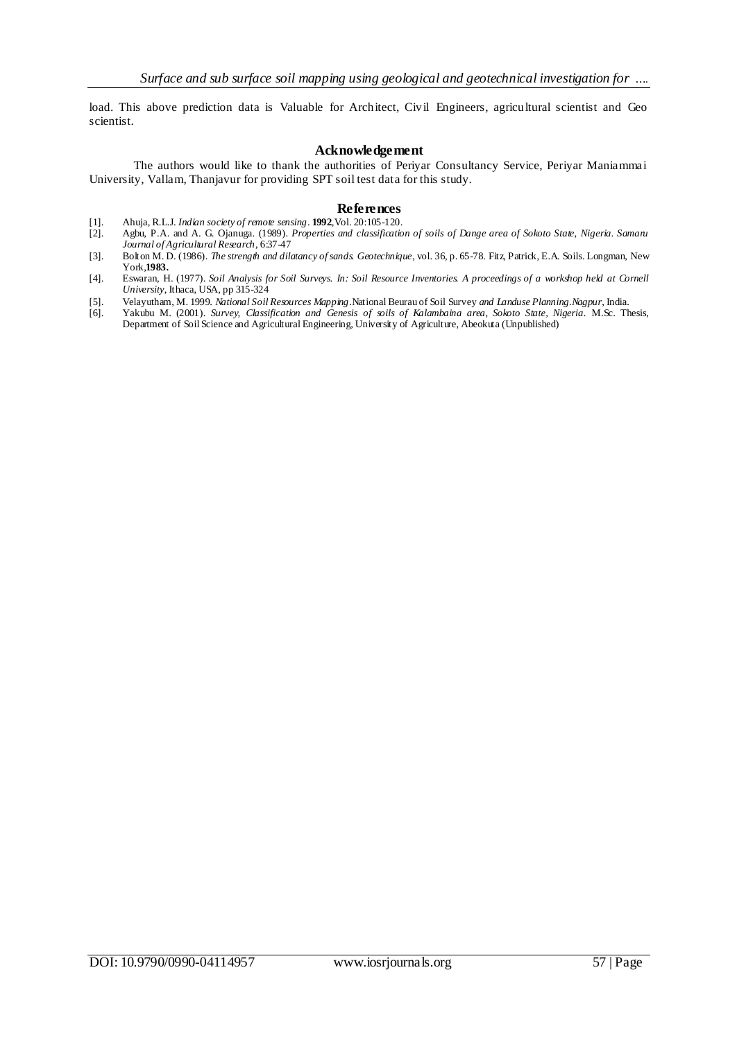load. This above prediction data is Valuable for Architect, Civil Engineers, agricultural scientist and Geo scientist.

## Acknowledgement

The authors would like to thank the authorities of Periyar Consultancy Service, Periyar Maniammai University, Vallam, Thanjavur for providing SPT soil test data for this study.

## References

[1]. Ahuja, R.L.J. *Indian society of remote sensing*. **1992**, Vol. 20:105-120.

[2]. Agbu, P.A. and A. G. Ojanuga. (1989). *Properties and classification of soils of Dange area of Sokoto State, Nigeria. Samaru Journal of Agricultural Research*, 6:37-47

[3]. Bolton M. D. (1986). *The strength and dilatancy of sands. Geotechnique*, vol. 36, p. 65-78. Fitz, Patrick, E.A. Soils. Longman, New York, **1983.**

[4]. Eswaran, H. (1977). *Soil Analysis for Soil Surveys. In: Soil Resource Inventories. A proceedings of a workshop held at Cornell University*, Ithaca, USA, pp 315-324

[5]. Velayutham, M. 1999. *National Soil Resources Mapping*. National Beurau of Soil Survey *and Landuse Planning. Nagpur*, India.

[6]. Yakubu M. (2001). *Survey, Classification and Genesis of soils of Kalambaina area, Sokoto State, Nigeria.* M.Sc. Thesis, Department of Soil Science and Agricultural Engineering, University of Agriculture, Abeokuta (Unpublished)